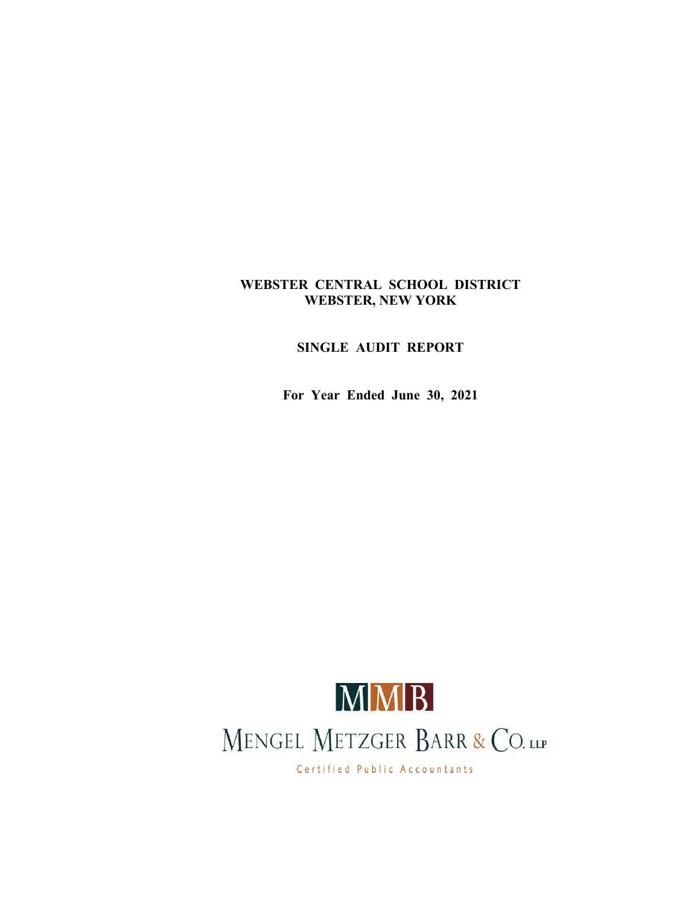# WEBSTER CENTRAL SCHOOL DISTRICT
## WEBSTER, NEW YORK

## SINGLE AUDIT REPORT

**For Year Ended June 30, 2021**

MMB

MENGEL METZGER BARR & CO. LLP

Certified Public Accountants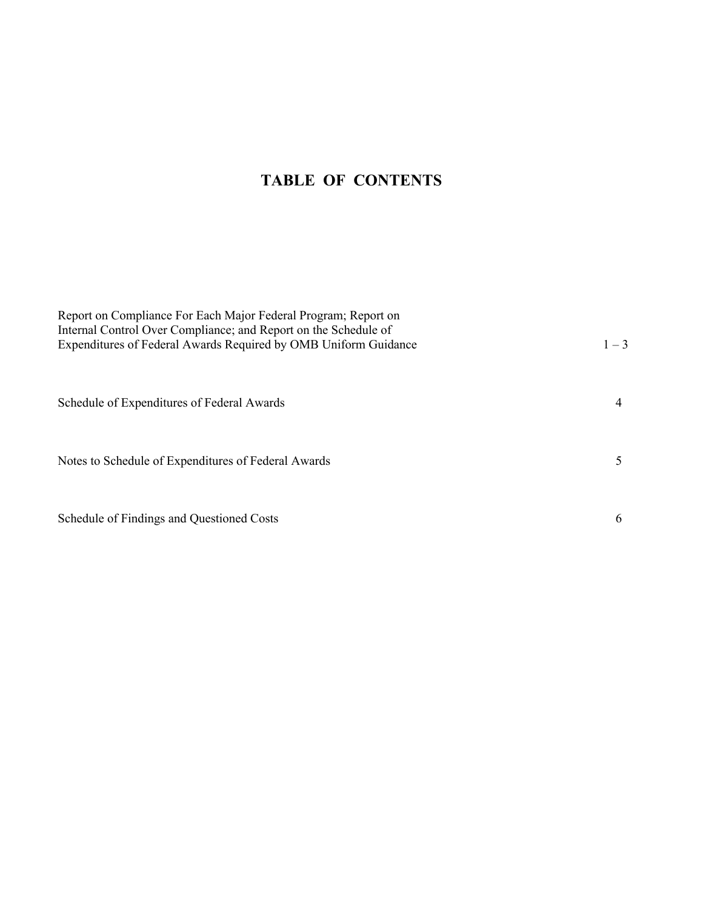# TABLE OF CONTENTS

| | |
|---|---|
| Report on Compliance For Each Major Federal Program; Report on Internal Control Over Compliance; and Report on the Schedule of Expenditures of Federal Awards Required by OMB Uniform Guidance | 1 – 3 |
| Schedule of Expenditures of Federal Awards | 4 |
| Notes to Schedule of Expenditures of Federal Awards | 5 |
| Schedule of Findings and Questioned Costs | 6 |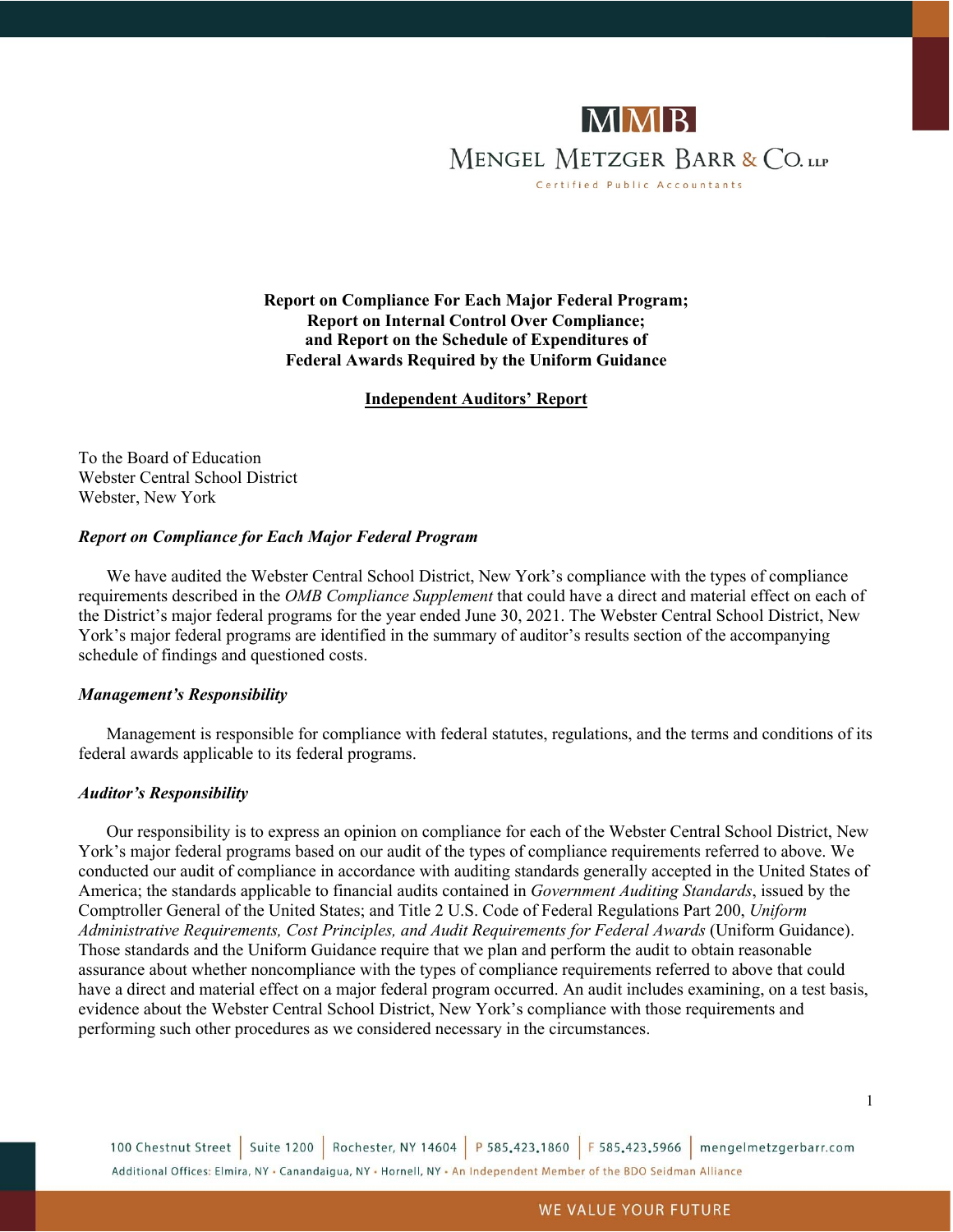**MMB**

**MENGEL METZGER BARR & CO. LLP**

Certified Public Accountants

**Report on Compliance For Each Major Federal Program;**
**Report on Internal Control Over Compliance;**
**and Report on the Schedule of Expenditures of**
**Federal Awards Required by the Uniform Guidance**

**Independent Auditors' Report**

To the Board of Education
Webster Central School District
Webster, New York

***Report on Compliance for Each Major Federal Program***

We have audited the Webster Central School District, New York's compliance with the types of compliance requirements described in the *OMB Compliance Supplement* that could have a direct and material effect on each of the District's major federal programs for the year ended June 30, 2021. The Webster Central School District, New York's major federal programs are identified in the summary of auditor's results section of the accompanying schedule of findings and questioned costs.

***Management's Responsibility***

Management is responsible for compliance with federal statutes, regulations, and the terms and conditions of its federal awards applicable to its federal programs.

***Auditor's Responsibility***

Our responsibility is to express an opinion on compliance for each of the Webster Central School District, New York's major federal programs based on our audit of the types of compliance requirements referred to above. We conducted our audit of compliance in accordance with auditing standards generally accepted in the United States of America; the standards applicable to financial audits contained in *Government Auditing Standards*, issued by the Comptroller General of the United States; and Title 2 U.S. Code of Federal Regulations Part 200, *Uniform Administrative Requirements, Cost Principles, and Audit Requirements for Federal Awards* (Uniform Guidance). Those standards and the Uniform Guidance require that we plan and perform the audit to obtain reasonable assurance about whether noncompliance with the types of compliance requirements referred to above that could have a direct and material effect on a major federal program occurred. An audit includes examining, on a test basis, evidence about the Webster Central School District, New York's compliance with those requirements and performing such other procedures as we considered necessary in the circumstances.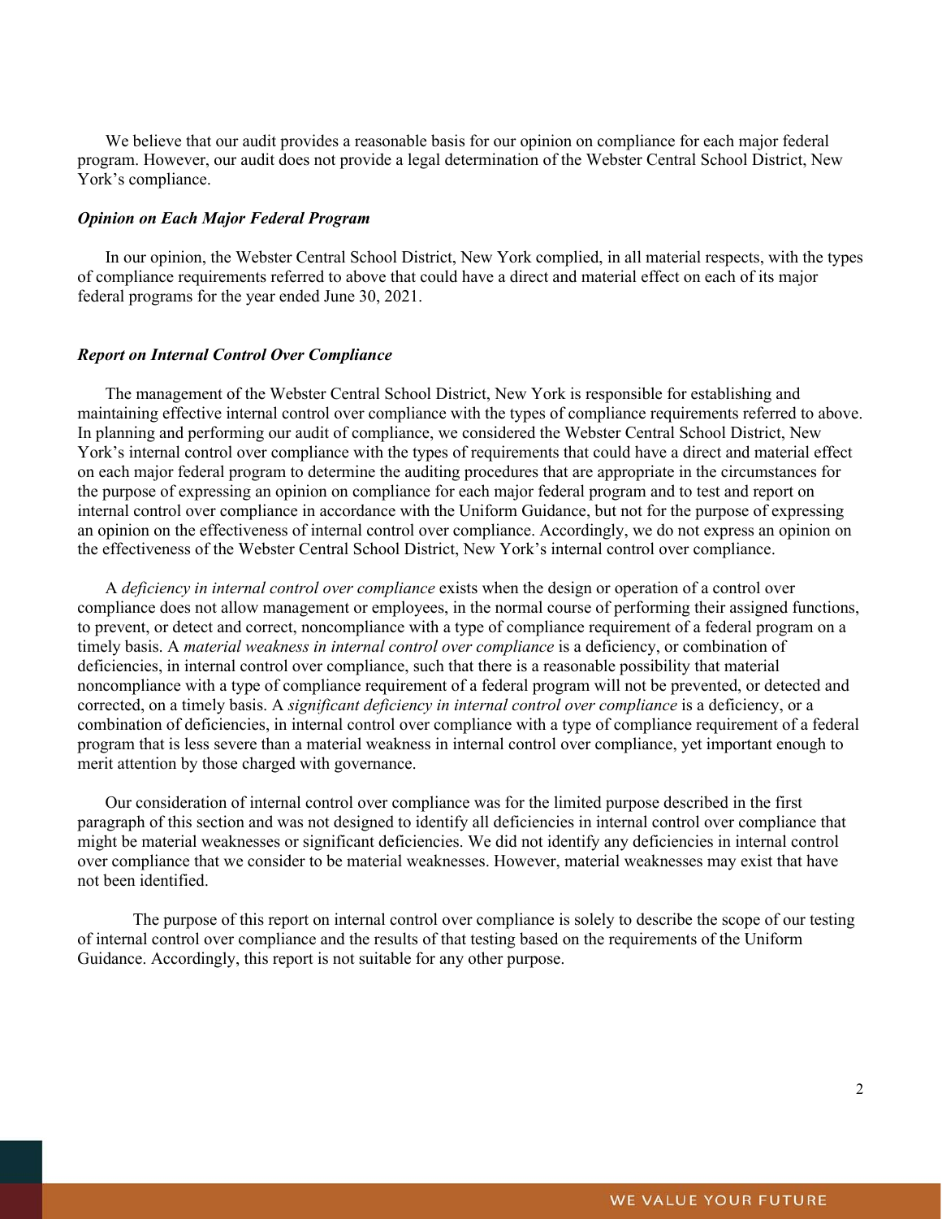We believe that our audit provides a reasonable basis for our opinion on compliance for each major federal program. However, our audit does not provide a legal determination of the Webster Central School District, New York's compliance.

***Opinion on Each Major Federal Program***

In our opinion, the Webster Central School District, New York complied, in all material respects, with the types of compliance requirements referred to above that could have a direct and material effect on each of its major federal programs for the year ended June 30, 2021.

***Report on Internal Control Over Compliance***

The management of the Webster Central School District, New York is responsible for establishing and maintaining effective internal control over compliance with the types of compliance requirements referred to above. In planning and performing our audit of compliance, we considered the Webster Central School District, New York's internal control over compliance with the types of requirements that could have a direct and material effect on each major federal program to determine the auditing procedures that are appropriate in the circumstances for the purpose of expressing an opinion on compliance for each major federal program and to test and report on internal control over compliance in accordance with the Uniform Guidance, but not for the purpose of expressing an opinion on the effectiveness of internal control over compliance. Accordingly, we do not express an opinion on the effectiveness of the Webster Central School District, New York's internal control over compliance.

A *deficiency in internal control over compliance* exists when the design or operation of a control over compliance does not allow management or employees, in the normal course of performing their assigned functions, to prevent, or detect and correct, noncompliance with a type of compliance requirement of a federal program on a timely basis. A *material weakness in internal control over compliance* is a deficiency, or combination of deficiencies, in internal control over compliance, such that there is a reasonable possibility that material noncompliance with a type of compliance requirement of a federal program will not be prevented, or detected and corrected, on a timely basis. A *significant deficiency in internal control over compliance* is a deficiency, or a combination of deficiencies, in internal control over compliance with a type of compliance requirement of a federal program that is less severe than a material weakness in internal control over compliance, yet important enough to merit attention by those charged with governance.

Our consideration of internal control over compliance was for the limited purpose described in the first paragraph of this section and was not designed to identify all deficiencies in internal control over compliance that might be material weaknesses or significant deficiencies. We did not identify any deficiencies in internal control over compliance that we consider to be material weaknesses. However, material weaknesses may exist that have not been identified.

The purpose of this report on internal control over compliance is solely to describe the scope of our testing of internal control over compliance and the results of that testing based on the requirements of the Uniform Guidance. Accordingly, this report is not suitable for any other purpose.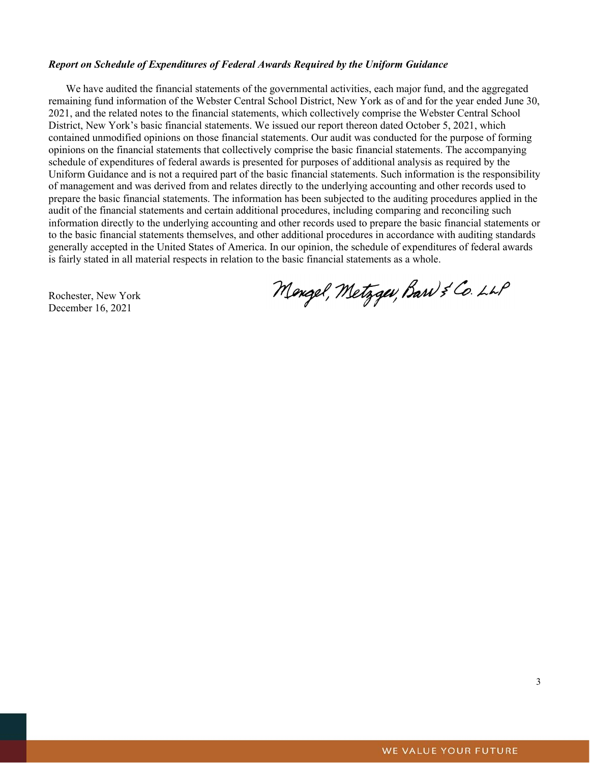***Report on Schedule of Expenditures of Federal Awards Required by the Uniform Guidance***

We have audited the financial statements of the governmental activities, each major fund, and the aggregated remaining fund information of the Webster Central School District, New York as of and for the year ended June 30, 2021, and the related notes to the financial statements, which collectively comprise the Webster Central School District, New York's basic financial statements. We issued our report thereon dated October 5, 2021, which contained unmodified opinions on those financial statements. Our audit was conducted for the purpose of forming opinions on the financial statements that collectively comprise the basic financial statements. The accompanying schedule of expenditures of federal awards is presented for purposes of additional analysis as required by the Uniform Guidance and is not a required part of the basic financial statements. Such information is the responsibility of management and was derived from and relates directly to the underlying accounting and other records used to prepare the basic financial statements. The information has been subjected to the auditing procedures applied in the audit of the financial statements and certain additional procedures, including comparing and reconciling such information directly to the underlying accounting and other records used to prepare the basic financial statements or to the basic financial statements themselves, and other additional procedures in accordance with auditing standards generally accepted in the United States of America. In our opinion, the schedule of expenditures of federal awards is fairly stated in all material respects in relation to the basic financial statements as a whole.

Mengel, Metzger, Barr & Co. LLP

Rochester, New York
December 16, 2021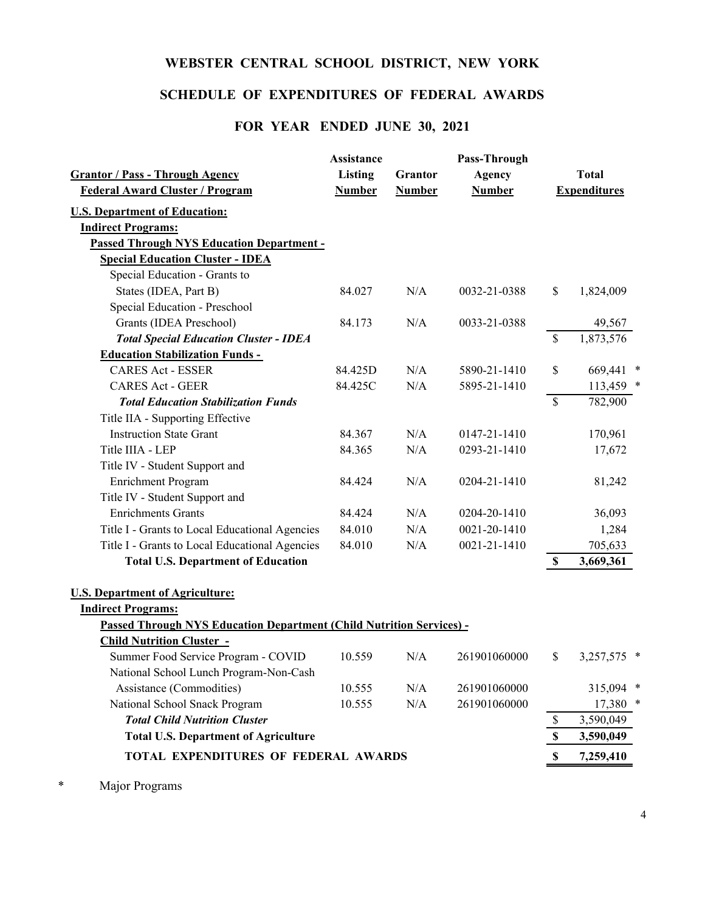# WEBSTER CENTRAL SCHOOL DISTRICT, NEW YORK

## SCHEDULE OF EXPENDITURES OF FEDERAL AWARDS

### FOR YEAR ENDED JUNE 30, 2021

| Grantor / Pass - Through Agency<br>Federal Award Cluster / Program | Assistance Listing Number | Grantor Number | Pass-Through Agency Number | Total Expenditures |
|---|---|---|---|---|
| **U.S. Department of Education:** | | | | |
| **Indirect Programs:** | | | | |
| **Passed Through NYS Education Department -** | | | | |
| **Special Education Cluster - IDEA** | | | | |
| Special Education - Grants to States (IDEA, Part B) | 84.027 | N/A | 0032-21-0388 | $ 1,824,009 |
| Special Education - Preschool Grants (IDEA Preschool) | 84.173 | N/A | 0033-21-0388 | 49,567 |
| ***Total Special Education Cluster - IDEA*** | | | | $ 1,873,576 |
| **Education Stabilization Funds -** | | | | |
| CARES Act - ESSER | 84.425D | N/A | 5890-21-1410 | $ 669,441 * |
| CARES Act - GEER | 84.425C | N/A | 5895-21-1410 | 113,459 * |
| ***Total Education Stabilization Funds*** | | | | $ 782,900 |
| Title IIA - Supporting Effective Instruction State Grant | 84.367 | N/A | 0147-21-1410 | 170,961 |
| Title IIIA - LEP | 84.365 | N/A | 0293-21-1410 | 17,672 |
| Title IV - Student Support and Enrichment Program | 84.424 | N/A | 0204-21-1410 | 81,242 |
| Title IV - Student Support and Enrichments Grants | 84.424 | N/A | 0204-20-1410 | 36,093 |
| Title I - Grants to Local Educational Agencies | 84.010 | N/A | 0021-20-1410 | 1,284 |
| Title I - Grants to Local Educational Agencies | 84.010 | N/A | 0021-21-1410 | 705,633 |
| **Total U.S. Department of Education** | | | | **$ 3,669,361** |
| **U.S. Department of Agriculture:** | | | | |
| **Indirect Programs:** | | | | |
| **Passed Through NYS Education Department (Child Nutrition Services) -** | | | | |
| **Child Nutrition Cluster -** | | | | |
| Summer Food Service Program - COVID | 10.559 | N/A | 261901060000 | $ 3,257,575 * |
| National School Lunch Program-Non-Cash Assistance (Commodities) | 10.555 | N/A | 261901060000 | 315,094 * |
| National School Snack Program | 10.555 | N/A | 261901060000 | 17,380 * |
| ***Total Child Nutrition Cluster*** | | | | $ 3,590,049 |
| **Total U.S. Department of Agriculture** | | | | **$ 3,590,049** |
| **TOTAL EXPENDITURES OF FEDERAL AWARDS** | | | | **$ 7,259,410** |

* Major Programs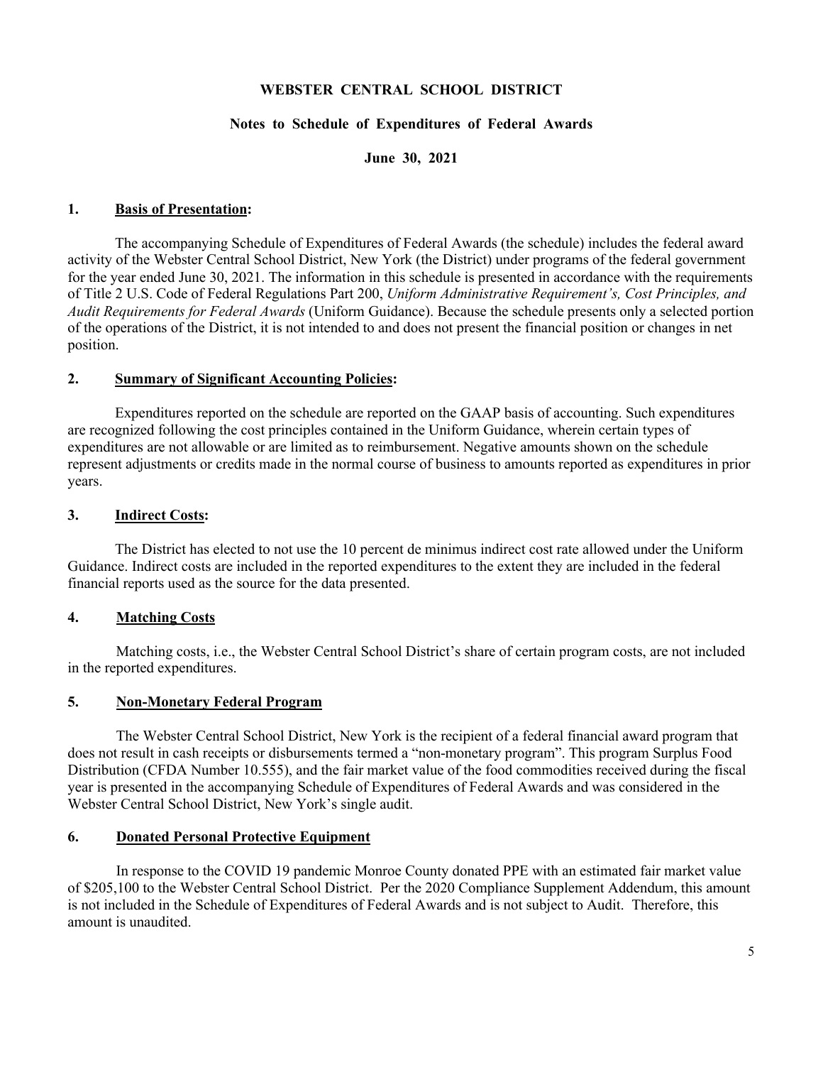**WEBSTER CENTRAL SCHOOL DISTRICT**

**Notes to Schedule of Expenditures of Federal Awards**

**June 30, 2021**

## 1. Basis of Presentation:

The accompanying Schedule of Expenditures of Federal Awards (the schedule) includes the federal award activity of the Webster Central School District, New York (the District) under programs of the federal government for the year ended June 30, 2021. The information in this schedule is presented in accordance with the requirements of Title 2 U.S. Code of Federal Regulations Part 200, *Uniform Administrative Requirement's, Cost Principles, and Audit Requirements for Federal Awards* (Uniform Guidance). Because the schedule presents only a selected portion of the operations of the District, it is not intended to and does not present the financial position or changes in net position.

## 2. Summary of Significant Accounting Policies:

Expenditures reported on the schedule are reported on the GAAP basis of accounting. Such expenditures are recognized following the cost principles contained in the Uniform Guidance, wherein certain types of expenditures are not allowable or are limited as to reimbursement. Negative amounts shown on the schedule represent adjustments or credits made in the normal course of business to amounts reported as expenditures in prior years.

## 3. Indirect Costs:

The District has elected to not use the 10 percent de minimus indirect cost rate allowed under the Uniform Guidance. Indirect costs are included in the reported expenditures to the extent they are included in the federal financial reports used as the source for the data presented.

## 4. Matching Costs

Matching costs, i.e., the Webster Central School District's share of certain program costs, are not included in the reported expenditures.

## 5. Non-Monetary Federal Program

The Webster Central School District, New York is the recipient of a federal financial award program that does not result in cash receipts or disbursements termed a "non-monetary program". This program Surplus Food Distribution (CFDA Number 10.555), and the fair market value of the food commodities received during the fiscal year is presented in the accompanying Schedule of Expenditures of Federal Awards and was considered in the Webster Central School District, New York's single audit.

## 6. Donated Personal Protective Equipment

In response to the COVID 19 pandemic Monroe County donated PPE with an estimated fair market value of $205,100 to the Webster Central School District. Per the 2020 Compliance Supplement Addendum, this amount is not included in the Schedule of Expenditures of Federal Awards and is not subject to Audit. Therefore, this amount is unaudited.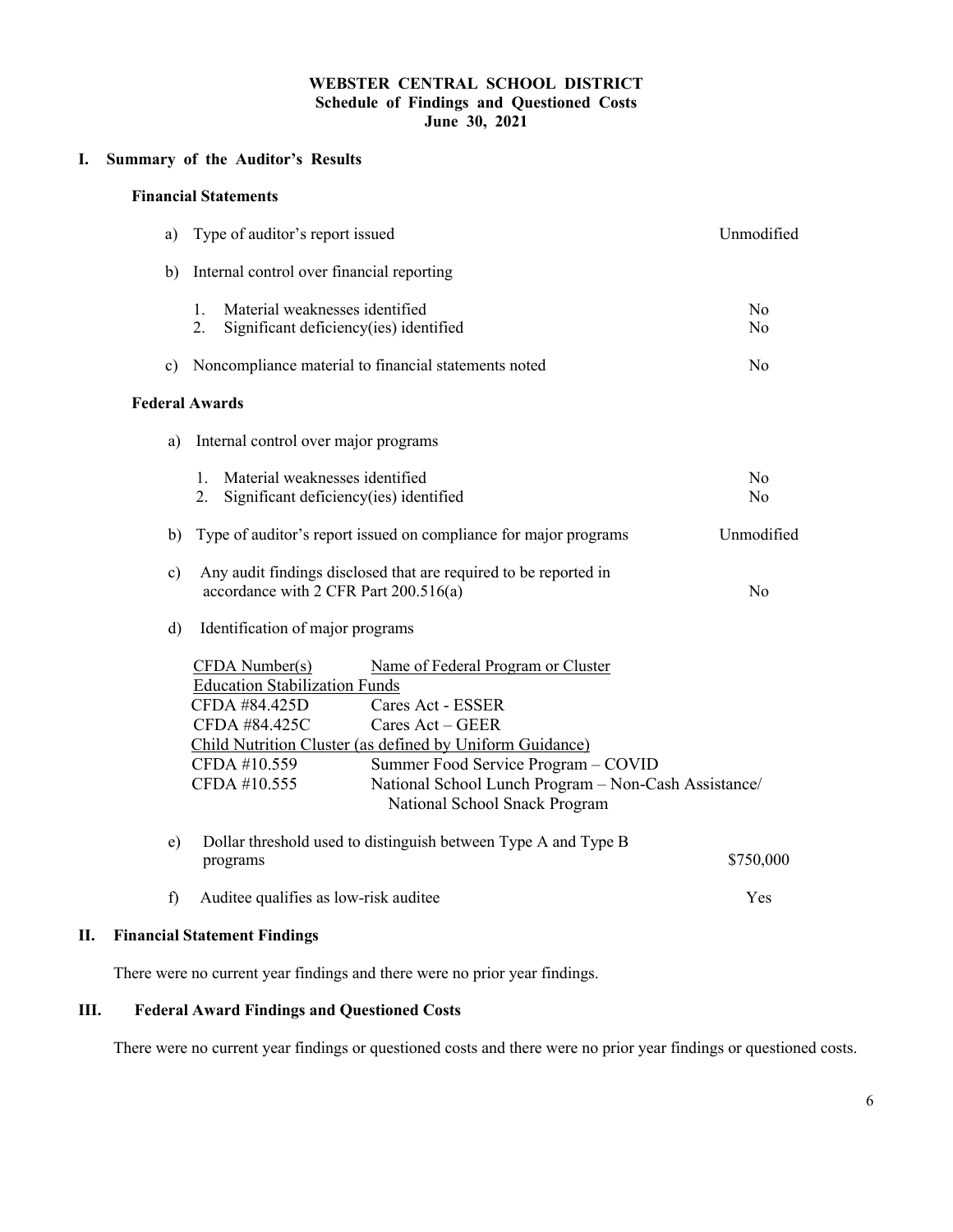**WEBSTER CENTRAL SCHOOL DISTRICT**
**Schedule of Findings and Questioned Costs**
**June 30, 2021**

## I. Summary of the Auditor's Results

### Financial Statements

| | |
|---|---|
| a) Type of auditor's report issued | Unmodified |
| b) Internal control over financial reporting | |
| 1. Material weaknesses identified | No |
| 2. Significant deficiency(ies) identified | No |
| c) Noncompliance material to financial statements noted | No |

### Federal Awards

| | |
|---|---|
| a) Internal control over major programs | |
| 1. Material weaknesses identified | No |
| 2. Significant deficiency(ies) identified | No |
| b) Type of auditor's report issued on compliance for major programs | Unmodified |
| c) Any audit findings disclosed that are required to be reported in accordance with 2 CFR Part 200.516(a) | No |

d) Identification of major programs

| CFDA Number(s) | Name of Federal Program or Cluster |
|---|---|
| Education Stabilization Funds | |
| CFDA #84.425D | Cares Act - ESSER |
| CFDA #84.425C | Cares Act – GEER |
| Child Nutrition Cluster (as defined by Uniform Guidance) | |
| CFDA #10.559 | Summer Food Service Program – COVID |
| CFDA #10.555 | National School Lunch Program – Non-Cash Assistance/ National School Snack Program |

| | |
|---|---|
| e) Dollar threshold used to distinguish between Type A and Type B programs | \$750,000 |
| f) Auditee qualifies as low-risk auditee | Yes |

## II. Financial Statement Findings

There were no current year findings and there were no prior year findings.

## III. Federal Award Findings and Questioned Costs

There were no current year findings or questioned costs and there were no prior year findings or questioned costs.